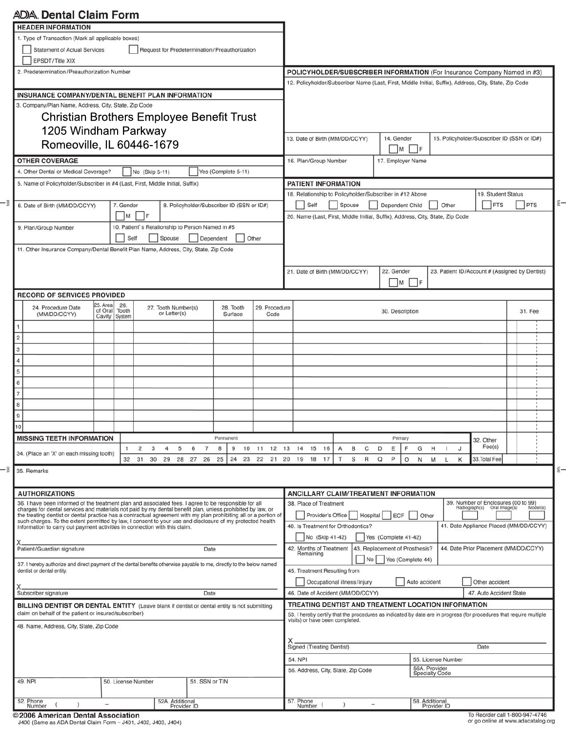# ADA Dental Claim Form

## HEADER INFORMATION

1. Type of Transaction (Mark all applicable boxes)

☐ Statement of Actual Services ☐ Request for Predetermination/Preauthorization

☐ EPSDT/Title XIX

2. Predetermination/Preauthorization Number

## INSURANCE COMPANY/DENTAL BENEFIT PLAN INFORMATION

3. Company/Plan Name, Address, City, State, Zip Code

Christian Brothers Employee Benefit Trust
1205 Windham Parkway
Romeoville, IL 60446-1679

## OTHER COVERAGE

4. Other Dental or Medical Coverage? ☐ No (Skip 5-11) ☐ Yes (Complete 5-11)

5. Name of Policyholder/Subscriber in #4 (Last, First, Middle Initial, Suffix)

6. Date of Birth (MM/DD/CCYY)

7. Gender ☐ M ☐ F

8. Policyholder/Subscriber ID (SSN or ID#)

9. Plan/Group Number

10. Patient's Relationship to Person Named in #5 ☐ Self ☐ Spouse ☐ Dependent ☐ Other

11. Other Insurance Company/Dental Benefit Plan Name, Address, City, State, Zip Code

## POLICYHOLDER/SUBSCRIBER INFORMATION (For Insurance Company Named in #3)

12. Policyholder/Subscriber Name (Last, First, Middle Initial, Suffix), Address, City, State, Zip Code

13. Date of Birth (MM/DD/CCYY)

14. Gender ☐ M ☐ F

15. Policyholder/Subscriber ID (SSN or ID#)

16. Plan/Group Number

17. Employer Name

## PATIENT INFORMATION

18. Relationship to Policyholder/Subscriber in #12 Above ☐ Self ☐ Spouse ☐ Dependent Child ☐ Other

19. Student Status ☐ FTS ☐ PTS

20. Name (Last, First, Middle Initial, Suffix), Address, City, State, Zip Code

21. Date of Birth (MM/DD/CCYY)

22. Gender ☐ M ☐ F

23. Patient ID/Account # (Assigned by Dentist)

## RECORD OF SERVICES PROVIDED

| | 24. Procedure Date (MM/DD/CCYY) | 25. Area of Oral Cavity | 26. Tooth System | 27. Tooth Number(s) or Letter(s) | 28. Tooth Surface | 29. Procedure Code | 30. Description | 31. Fee |
|---|---|---|---|---|---|---|---|---|
| 1 | | | | | | | | |
| 2 | | | | | | | | |
| 3 | | | | | | | | |
| 4 | | | | | | | | |
| 5 | | | | | | | | |
| 6 | | | | | | | | |
| 7 | | | | | | | | |
| 8 | | | | | | | | |
| 9 | | | | | | | | |
| 10 | | | | | | | | |

## MISSING TEETH INFORMATION

34. (Place an 'X' on each missing tooth)

| Permanent | | | | | | | | | | | | | | | | Primary | | | | | | | | | |
|---|---|---|---|---|---|---|---|---|---|---|---|---|---|---|---|---|---|---|---|---|---|---|---|---|---|
| 1 | 2 | 3 | 4 | 5 | 6 | 7 | 8 | 9 | 10 | 11 | 12 | 13 | 14 | 15 | 16 | A | B | C | D | E | F | G | H | I | J |
| 32 | 31 | 30 | 29 | 28 | 27 | 26 | 25 | 24 | 23 | 22 | 21 | 20 | 19 | 18 | 17 | T | S | R | Q | P | O | N | M | L | K |

32. Other Fee(s)

33. Total Fee

35. Remarks

## AUTHORIZATIONS

36. I have been informed of the treatment plan and associated fees. I agree to be responsible for all charges for dental services and materials not paid by my dental benefit plan, unless prohibited by law, or the treating dentist or dental practice has a contractual agreement with my plan prohibiting all or a portion of such charges. To the extent permitted by law, I consent to your use and disclosure of my protected health information to carry out payment activities in connection with this claim.

X
Patient/Guardian signature Date

37. I hereby authorize and direct payment of the dental benefits otherwise payable to me, directly to the below named dentist or dental entity.

X
Subscriber signature Date

## ANCILLARY CLAIM/TREATMENT INFORMATION

38. Place of Treatment ☐ Provider's Office ☐ Hospital ☐ ECF ☐ Other

39. Number of Enclosures (00 to 99) Radiograph(s) Oral Image(s) Model(s)

40. Is Treatment for Orthodontics? ☐ No (Skip 41-42) ☐ Yes (Complete 41-42)

41. Date Appliance Placed (MM/DD/CCYY)

42. Months of Treatment Remaining

43. Replacement of Prosthesis? ☐ No ☐ Yes (Complete 44)

44. Date Prior Placement (MM/DD/CCYY)

45. Treatment Resulting from ☐ Occupational illness/injury ☐ Auto accident ☐ Other accident

46. Date of Accident (MM/DD/CCYY)

47. Auto Accident State

## BILLING DENTIST OR DENTAL ENTITY (Leave blank if dentist or dental entity is not submitting claim on behalf of the patient or insured/subscriber)

48. Name, Address, City, State, Zip Code

49. NPI

50. License Number

51. SSN or TIN

52. Phone Number ( ) –

52A. Additional Provider ID

## TREATING DENTIST AND TREATMENT LOCATION INFORMATION

53. I hereby certify that the procedures as indicated by date are in progress (for procedures that require multiple visits) or have been completed.

X
Signed (Treating Dentist) Date

54. NPI

55. License Number

56. Address, City, State, Zip Code

56A. Provider Specialty Code

57. Phone Number ( ) –

58. Additional Provider ID

©2006 American Dental Association
J400 (Same as ADA Dental Claim Form – J401, J402, J403, J404)

To Reorder call 1-800-947-4746
or go online at www.adacatalog.org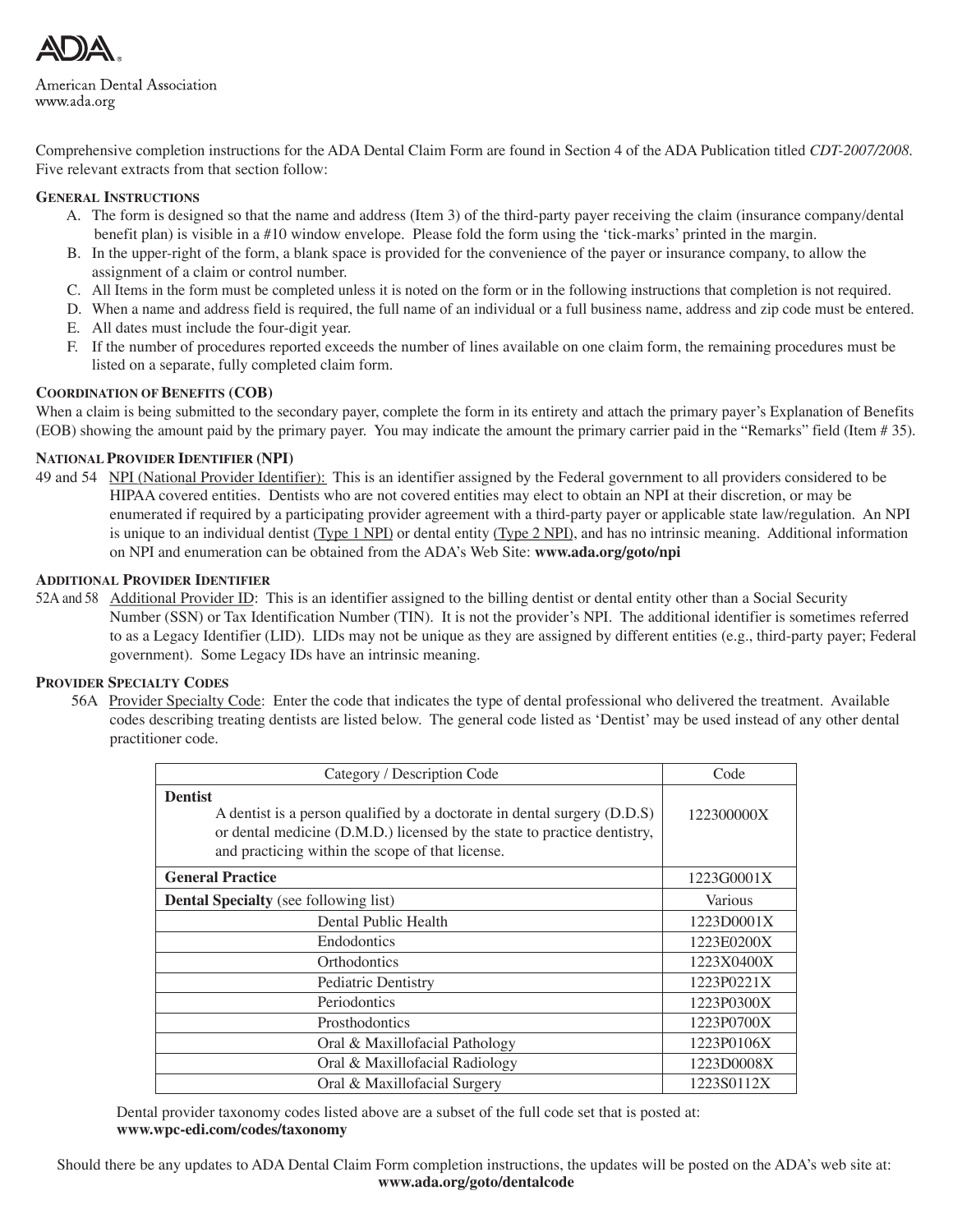ADA

American Dental Association
www.ada.org

Comprehensive completion instructions for the ADA Dental Claim Form are found in Section 4 of the ADA Publication titled *CDT-2007/2008*. Five relevant extracts from that section follow:

**GENERAL INSTRUCTIONS**

A. The form is designed so that the name and address (Item 3) of the third-party payer receiving the claim (insurance company/dental benefit plan) is visible in a #10 window envelope. Please fold the form using the 'tick-marks' printed in the margin.
B. In the upper-right of the form, a blank space is provided for the convenience of the payer or insurance company, to allow the assignment of a claim or control number.
C. All Items in the form must be completed unless it is noted on the form or in the following instructions that completion is not required.
D. When a name and address field is required, the full name of an individual or a full business name, address and zip code must be entered.
E. All dates must include the four-digit year.
F. If the number of procedures reported exceeds the number of lines available on one claim form, the remaining procedures must be listed on a separate, fully completed claim form.

**COORDINATION OF BENEFITS (COB)**

When a claim is being submitted to the secondary payer, complete the form in its entirety and attach the primary payer's Explanation of Benefits (EOB) showing the amount paid by the primary payer. You may indicate the amount the primary carrier paid in the "Remarks" field (Item # 35).

**NATIONAL PROVIDER IDENTIFIER (NPI)**

49 and 54 NPI (National Provider Identifier): This is an identifier assigned by the Federal government to all providers considered to be HIPAA covered entities. Dentists who are not covered entities may elect to obtain an NPI at their discretion, or may be enumerated if required by a participating provider agreement with a third-party payer or applicable state law/regulation. An NPI is unique to an individual dentist (Type 1 NPI) or dental entity (Type 2 NPI), and has no intrinsic meaning. Additional information on NPI and enumeration can be obtained from the ADA's Web Site: **www.ada.org/goto/npi**

**ADDITIONAL PROVIDER IDENTIFIER**

52A and 58 Additional Provider ID: This is an identifier assigned to the billing dentist or dental entity other than a Social Security Number (SSN) or Tax Identification Number (TIN). It is not the provider's NPI. The additional identifier is sometimes referred to as a Legacy Identifier (LID). LIDs may not be unique as they are assigned by different entities (e.g., third-party payer; Federal government). Some Legacy IDs have an intrinsic meaning.

**PROVIDER SPECIALTY CODES**

56A Provider Specialty Code: Enter the code that indicates the type of dental professional who delivered the treatment. Available codes describing treating dentists are listed below. The general code listed as 'Dentist' may be used instead of any other dental practitioner code.

| Category / Description Code | Code |
|---|---|
| **Dentist** A dentist is a person qualified by a doctorate in dental surgery (D.D.S) or dental medicine (D.M.D.) licensed by the state to practice dentistry, and practicing within the scope of that license. | 122300000X |
| **General Practice** | 1223G0001X |
| **Dental Specialty** (see following list) | Various |
| Dental Public Health | 1223D0001X |
| Endodontics | 1223E0200X |
| Orthodontics | 1223X0400X |
| Pediatric Dentistry | 1223P0221X |
| Periodontics | 1223P0300X |
| Prosthodontics | 1223P0700X |
| Oral & Maxillofacial Pathology | 1223P0106X |
| Oral & Maxillofacial Radiology | 1223D0008X |
| Oral & Maxillofacial Surgery | 1223S0112X |

Dental provider taxonomy codes listed above are a subset of the full code set that is posted at:
**www.wpc-edi.com/codes/taxonomy**

Should there be any updates to ADA Dental Claim Form completion instructions, the updates will be posted on the ADA's web site at:
**www.ada.org/goto/dentalcode**